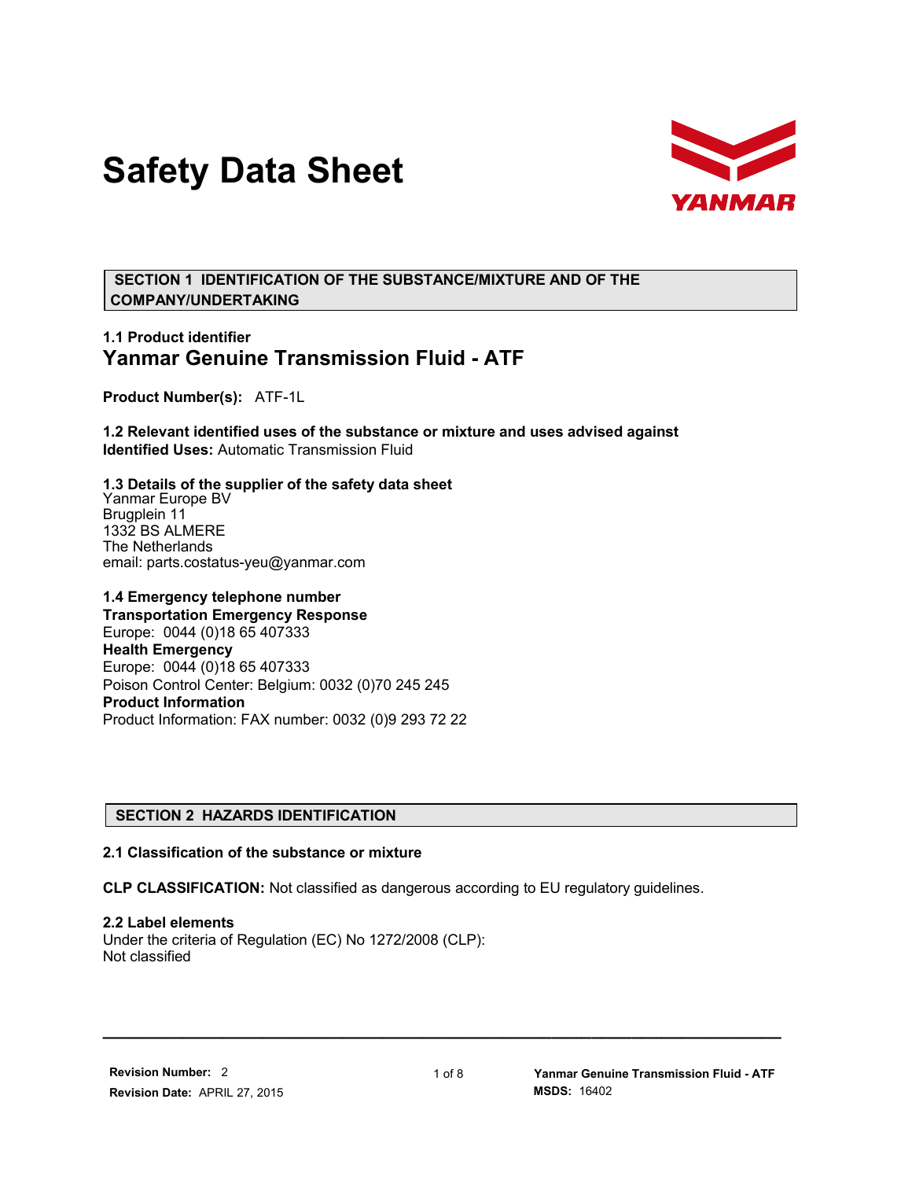# Safety Data Sheet

YANMAR

## SECTION 1 IDENTIFICATION OF THE SUBSTANCE/MIXTURE AND OF THE COMPANY/UNDERTAKING

### 1.1 Product identifier

## Yanmar Genuine Transmission Fluid - ATF

**Product Number(s):** ATF-1L

**1.2 Relevant identified uses of the substance or mixture and uses advised against**
**Identified Uses:** Automatic Transmission Fluid

**1.3 Details of the supplier of the safety data sheet**
Yanmar Europe BV
Brugplein 11
1332 BS ALMERE
The Netherlands
email: parts.costatus-yeu@yanmar.com

**1.4 Emergency telephone number**
**Transportation Emergency Response**
Europe: 0044 (0)18 65 407333
**Health Emergency**
Europe: 0044 (0)18 65 407333
Poison Control Center: Belgium: 0032 (0)70 245 245
**Product Information**
Product Information: FAX number: 0032 (0)9 293 72 22

## SECTION 2 HAZARDS IDENTIFICATION

**2.1 Classification of the substance or mixture**

**CLP CLASSIFICATION:** Not classified as dangerous according to EU regulatory guidelines.

**2.2 Label elements**
Under the criteria of Regulation (EC) No 1272/2008 (CLP):
Not classified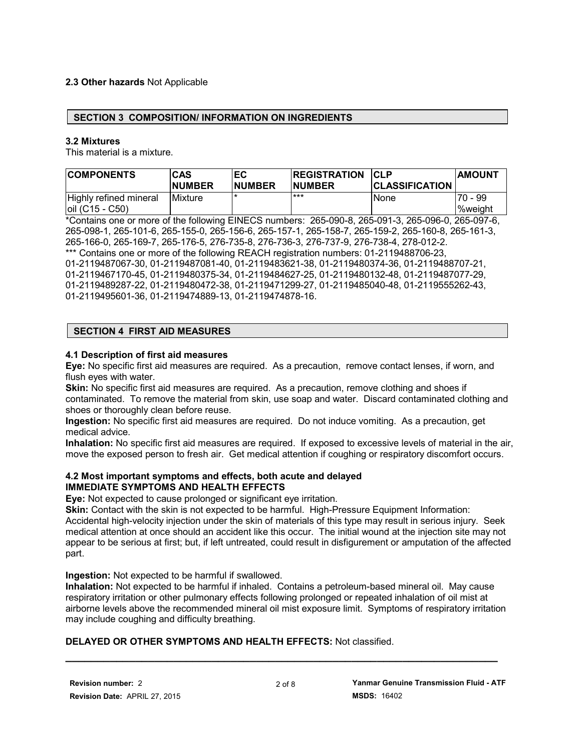**2.3 Other hazards** Not Applicable

## SECTION 3 COMPOSITION/ INFORMATION ON INGREDIENTS

### 3.2 Mixtures

This material is a mixture.

| COMPONENTS | CAS NUMBER | EC NUMBER | REGISTRATION NUMBER | CLP CLASSIFICATION | AMOUNT |
|---|---|---|---|---|---|
| Highly refined mineral oil (C15 - C50) | Mixture | * | *** | None | 70 - 99 %weight |

*Contains one or more of the following EINECS numbers: 265-090-8, 265-091-3, 265-096-0, 265-097-6, 265-098-1, 265-101-6, 265-155-0, 265-156-6, 265-157-1, 265-158-7, 265-159-2, 265-160-8, 265-161-3, 265-166-0, 265-169-7, 265-176-5, 276-735-8, 276-736-3, 276-737-9, 276-738-4, 278-012-2.

*** Contains one or more of the following REACH registration numbers: 01-2119488706-23, 01-2119487067-30, 01-2119487081-40, 01-2119483621-38, 01-2119480374-36, 01-2119488707-21, 01-2119467170-45, 01-2119480375-34, 01-2119484627-25, 01-2119480132-48, 01-2119487077-29, 01-2119489287-22, 01-2119480472-38, 01-2119471299-27, 01-2119485040-48, 01-2119555262-43, 01-2119495601-36, 01-2119474889-13, 01-2119474878-16.

## SECTION 4 FIRST AID MEASURES

### 4.1 Description of first aid measures

**Eye:** No specific first aid measures are required. As a precaution, remove contact lenses, if worn, and flush eyes with water.

**Skin:** No specific first aid measures are required. As a precaution, remove clothing and shoes if contaminated. To remove the material from skin, use soap and water. Discard contaminated clothing and shoes or thoroughly clean before reuse.

**Ingestion:** No specific first aid measures are required. Do not induce vomiting. As a precaution, get medical advice.

**Inhalation:** No specific first aid measures are required. If exposed to excessive levels of material in the air, move the exposed person to fresh air. Get medical attention if coughing or respiratory discomfort occurs.

### 4.2 Most important symptoms and effects, both acute and delayed

**IMMEDIATE SYMPTOMS AND HEALTH EFFECTS**

**Eye:** Not expected to cause prolonged or significant eye irritation.

**Skin:** Contact with the skin is not expected to be harmful. High-Pressure Equipment Information: Accidental high-velocity injection under the skin of materials of this type may result in serious injury. Seek medical attention at once should an accident like this occur. The initial wound at the injection site may not appear to be serious at first; but, if left untreated, could result in disfigurement or amputation of the affected part.

**Ingestion:** Not expected to be harmful if swallowed.

**Inhalation:** Not expected to be harmful if inhaled. Contains a petroleum-based mineral oil. May cause respiratory irritation or other pulmonary effects following prolonged or repeated inhalation of oil mist at airborne levels above the recommended mineral oil mist exposure limit. Symptoms of respiratory irritation may include coughing and difficulty breathing.

**DELAYED OR OTHER SYMPTOMS AND HEALTH EFFECTS:** Not classified.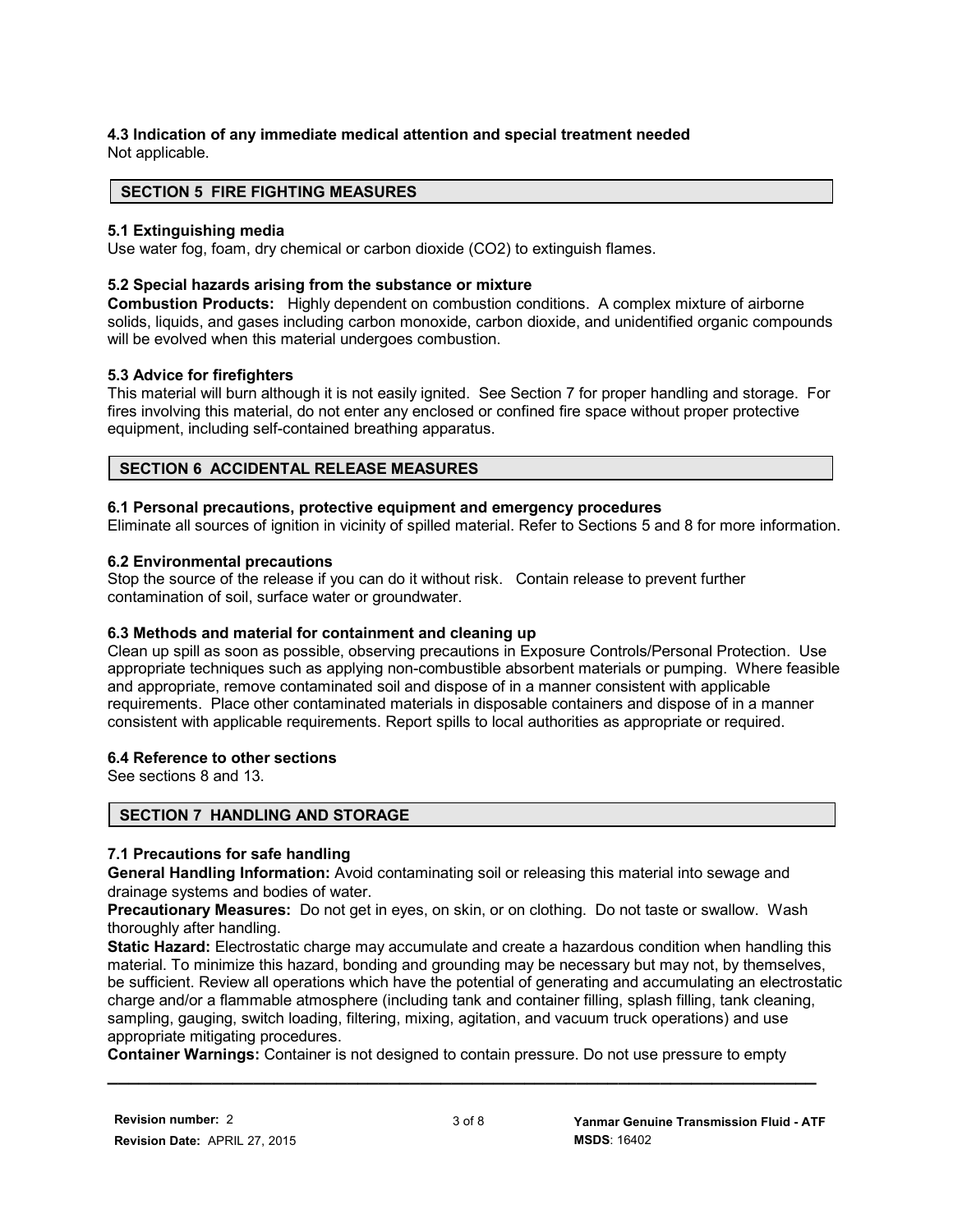### 4.3 Indication of any immediate medical attention and special treatment needed

Not applicable.

## SECTION 5 FIRE FIGHTING MEASURES

### 5.1 Extinguishing media

Use water fog, foam, dry chemical or carbon dioxide ($CO_2$) to extinguish flames.

### 5.2 Special hazards arising from the substance or mixture

**Combustion Products:** Highly dependent on combustion conditions. A complex mixture of airborne solids, liquids, and gases including carbon monoxide, carbon dioxide, and unidentified organic compounds will be evolved when this material undergoes combustion.

### 5.3 Advice for firefighters

This material will burn although it is not easily ignited. See Section 7 for proper handling and storage. For fires involving this material, do not enter any enclosed or confined fire space without proper protective equipment, including self-contained breathing apparatus.

## SECTION 6 ACCIDENTAL RELEASE MEASURES

### 6.1 Personal precautions, protective equipment and emergency procedures

Eliminate all sources of ignition in vicinity of spilled material. Refer to Sections 5 and 8 for more information.

### 6.2 Environmental precautions

Stop the source of the release if you can do it without risk. Contain release to prevent further contamination of soil, surface water or groundwater.

### 6.3 Methods and material for containment and cleaning up

Clean up spill as soon as possible, observing precautions in Exposure Controls/Personal Protection. Use appropriate techniques such as applying non-combustible absorbent materials or pumping. Where feasible and appropriate, remove contaminated soil and dispose of in a manner consistent with applicable requirements. Place other contaminated materials in disposable containers and dispose of in a manner consistent with applicable requirements. Report spills to local authorities as appropriate or required.

### 6.4 Reference to other sections

See sections 8 and 13.

## SECTION 7 HANDLING AND STORAGE

### 7.1 Precautions for safe handling

**General Handling Information:** Avoid contaminating soil or releasing this material into sewage and drainage systems and bodies of water.

**Precautionary Measures:** Do not get in eyes, on skin, or on clothing. Do not taste or swallow. Wash thoroughly after handling.

**Static Hazard:** Electrostatic charge may accumulate and create a hazardous condition when handling this material. To minimize this hazard, bonding and grounding may be necessary but may not, by themselves, be sufficient. Review all operations which have the potential of generating and accumulating an electrostatic charge and/or a flammable atmosphere (including tank and container filling, splash filling, tank cleaning, sampling, gauging, switch loading, filtering, mixing, agitation, and vacuum truck operations) and use appropriate mitigating procedures.

**Container Warnings:** Container is not designed to contain pressure. Do not use pressure to empty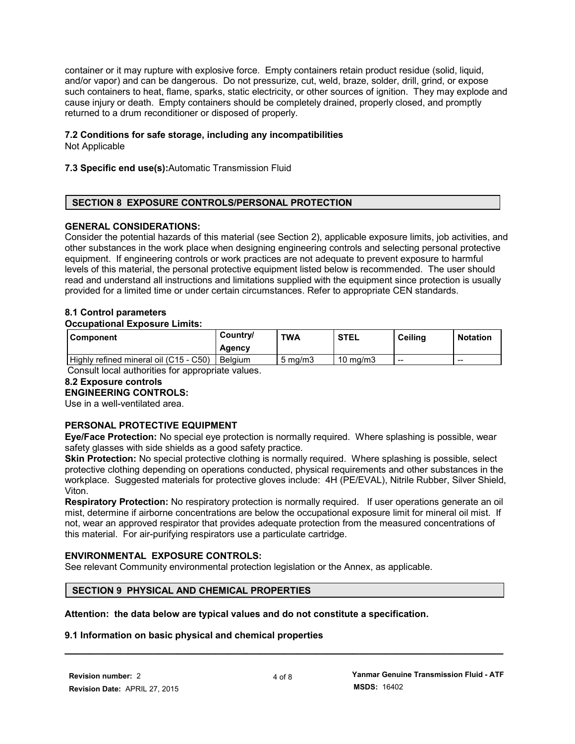container or it may rupture with explosive force. Empty containers retain product residue (solid, liquid, and/or vapor) and can be dangerous. Do not pressurize, cut, weld, braze, solder, drill, grind, or expose such containers to heat, flame, sparks, static electricity, or other sources of ignition. They may explode and cause injury or death. Empty containers should be completely drained, properly closed, and promptly returned to a drum reconditioner or disposed of properly.

**7.2 Conditions for safe storage, including any incompatibilities**
Not Applicable

**7.3 Specific end use(s):**Automatic Transmission Fluid

## SECTION 8 EXPOSURE CONTROLS/PERSONAL PROTECTION

**GENERAL CONSIDERATIONS:**
Consider the potential hazards of this material (see Section 2), applicable exposure limits, job activities, and other substances in the work place when designing engineering controls and selecting personal protective equipment. If engineering controls or work practices are not adequate to prevent exposure to harmful levels of this material, the personal protective equipment listed below is recommended. The user should read and understand all instructions and limitations supplied with the equipment since protection is usually provided for a limited time or under certain circumstances. Refer to appropriate CEN standards.

**8.1 Control parameters**
**Occupational Exposure Limits:**

| Component | Country/ Agency | TWA | STEL | Ceiling | Notation |
|---|---|---|---|---|---|
| Highly refined mineral oil (C15 - C50) | Belgium | 5 mg/m3 | 10 mg/m3 | -- | -- |

Consult local authorities for appropriate values.

**8.2 Exposure controls**
**ENGINEERING CONTROLS:**
Use in a well-ventilated area.

**PERSONAL PROTECTIVE EQUIPMENT**
**Eye/Face Protection:** No special eye protection is normally required. Where splashing is possible, wear safety glasses with side shields as a good safety practice.
**Skin Protection:** No special protective clothing is normally required. Where splashing is possible, select protective clothing depending on operations conducted, physical requirements and other substances in the workplace. Suggested materials for protective gloves include: 4H (PE/EVAL), Nitrile Rubber, Silver Shield, Viton.
**Respiratory Protection:** No respiratory protection is normally required. If user operations generate an oil mist, determine if airborne concentrations are below the occupational exposure limit for mineral oil mist. If not, wear an approved respirator that provides adequate protection from the measured concentrations of this material. For air-purifying respirators use a particulate cartridge.

**ENVIRONMENTAL EXPOSURE CONTROLS:**
See relevant Community environmental protection legislation or the Annex, as applicable.

## SECTION 9 PHYSICAL AND CHEMICAL PROPERTIES

**Attention: the data below are typical values and do not constitute a specification.**

**9.1 Information on basic physical and chemical properties**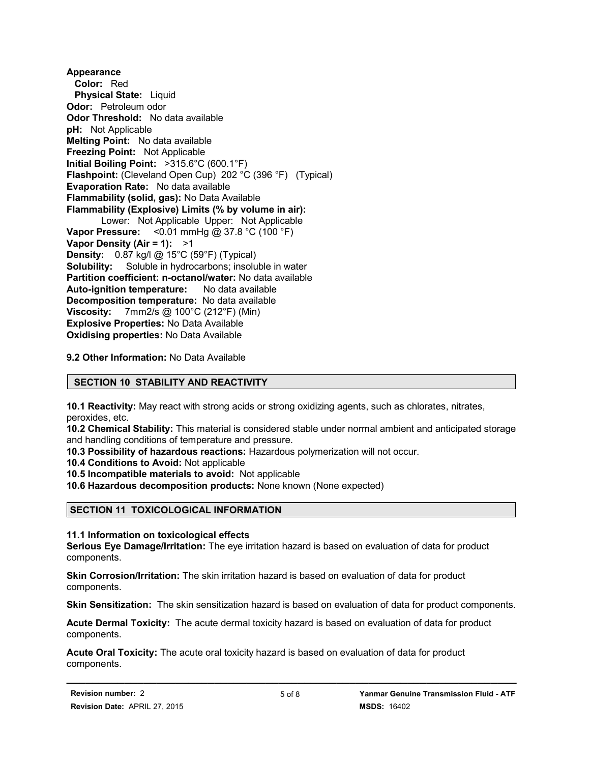**Appearance**

**Color:** Red

**Physical State:** Liquid

**Odor:** Petroleum odor

**Odor Threshold:** No data available

**pH:** Not Applicable

**Melting Point:** No data available

**Freezing Point:** Not Applicable

**Initial Boiling Point:** >315.6°C (600.1°F)

**Flashpoint:** (Cleveland Open Cup) 202 °C (396 °F) (Typical)

**Evaporation Rate:** No data available

**Flammability (solid, gas):** No Data Available

**Flammability (Explosive) Limits (% by volume in air):**

Lower: Not Applicable Upper: Not Applicable

**Vapor Pressure:** <0.01 mmHg @ 37.8 °C (100 °F)

**Vapor Density (Air = 1):** >1

**Density:** 0.87 kg/l @ 15°C (59°F) (Typical)

**Solubility:** Soluble in hydrocarbons; insoluble in water

**Partition coefficient: n-octanol/water:** No data available

**Auto-ignition temperature:** No data available

**Decomposition temperature:** No data available

**Viscosity:** 7mm2/s @ 100°C (212°F) (Min)

**Explosive Properties:** No Data Available

**Oxidising properties:** No Data Available

**9.2 Other Information:** No Data Available

## SECTION 10 STABILITY AND REACTIVITY

**10.1 Reactivity:** May react with strong acids or strong oxidizing agents, such as chlorates, nitrates, peroxides, etc.

**10.2 Chemical Stability:** This material is considered stable under normal ambient and anticipated storage and handling conditions of temperature and pressure.

**10.3 Possibility of hazardous reactions:** Hazardous polymerization will not occur.

**10.4 Conditions to Avoid:** Not applicable

**10.5 Incompatible materials to avoid:** Not applicable

**10.6 Hazardous decomposition products:** None known (None expected)

## SECTION 11 TOXICOLOGICAL INFORMATION

**11.1 Information on toxicological effects**

**Serious Eye Damage/Irritation:** The eye irritation hazard is based on evaluation of data for product components.

**Skin Corrosion/Irritation:** The skin irritation hazard is based on evaluation of data for product components.

**Skin Sensitization:** The skin sensitization hazard is based on evaluation of data for product components.

**Acute Dermal Toxicity:** The acute dermal toxicity hazard is based on evaluation of data for product components.

**Acute Oral Toxicity:** The acute oral toxicity hazard is based on evaluation of data for product components.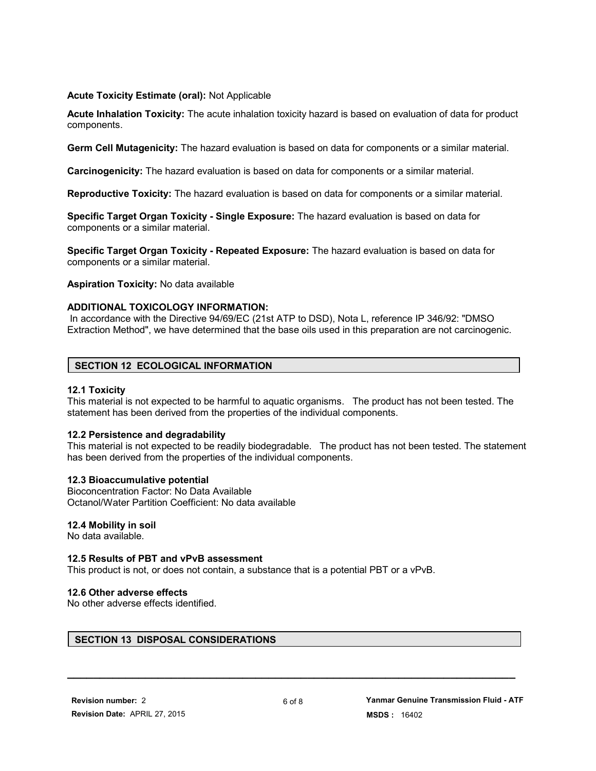**Acute Toxicity Estimate (oral):** Not Applicable

**Acute Inhalation Toxicity:** The acute inhalation toxicity hazard is based on evaluation of data for product components.

**Germ Cell Mutagenicity:** The hazard evaluation is based on data for components or a similar material.

**Carcinogenicity:** The hazard evaluation is based on data for components or a similar material.

**Reproductive Toxicity:** The hazard evaluation is based on data for components or a similar material.

**Specific Target Organ Toxicity - Single Exposure:** The hazard evaluation is based on data for components or a similar material.

**Specific Target Organ Toxicity - Repeated Exposure:** The hazard evaluation is based on data for components or a similar material.

**Aspiration Toxicity:** No data available

**ADDITIONAL TOXICOLOGY INFORMATION:**
In accordance with the Directive 94/69/EC (21st ATP to DSD), Nota L, reference IP 346/92: "DMSO Extraction Method", we have determined that the base oils used in this preparation are not carcinogenic.

## SECTION 12 ECOLOGICAL INFORMATION

**12.1 Toxicity**
This material is not expected to be harmful to aquatic organisms. The product has not been tested. The statement has been derived from the properties of the individual components.

**12.2 Persistence and degradability**
This material is not expected to be readily biodegradable. The product has not been tested. The statement has been derived from the properties of the individual components.

**12.3 Bioaccumulative potential**
Bioconcentration Factor: No Data Available
Octanol/Water Partition Coefficient: No data available

**12.4 Mobility in soil**
No data available.

**12.5 Results of PBT and vPvB assessment**
This product is not, or does not contain, a substance that is a potential PBT or a vPvB.

**12.6 Other adverse effects**
No other adverse effects identified.

## SECTION 13 DISPOSAL CONSIDERATIONS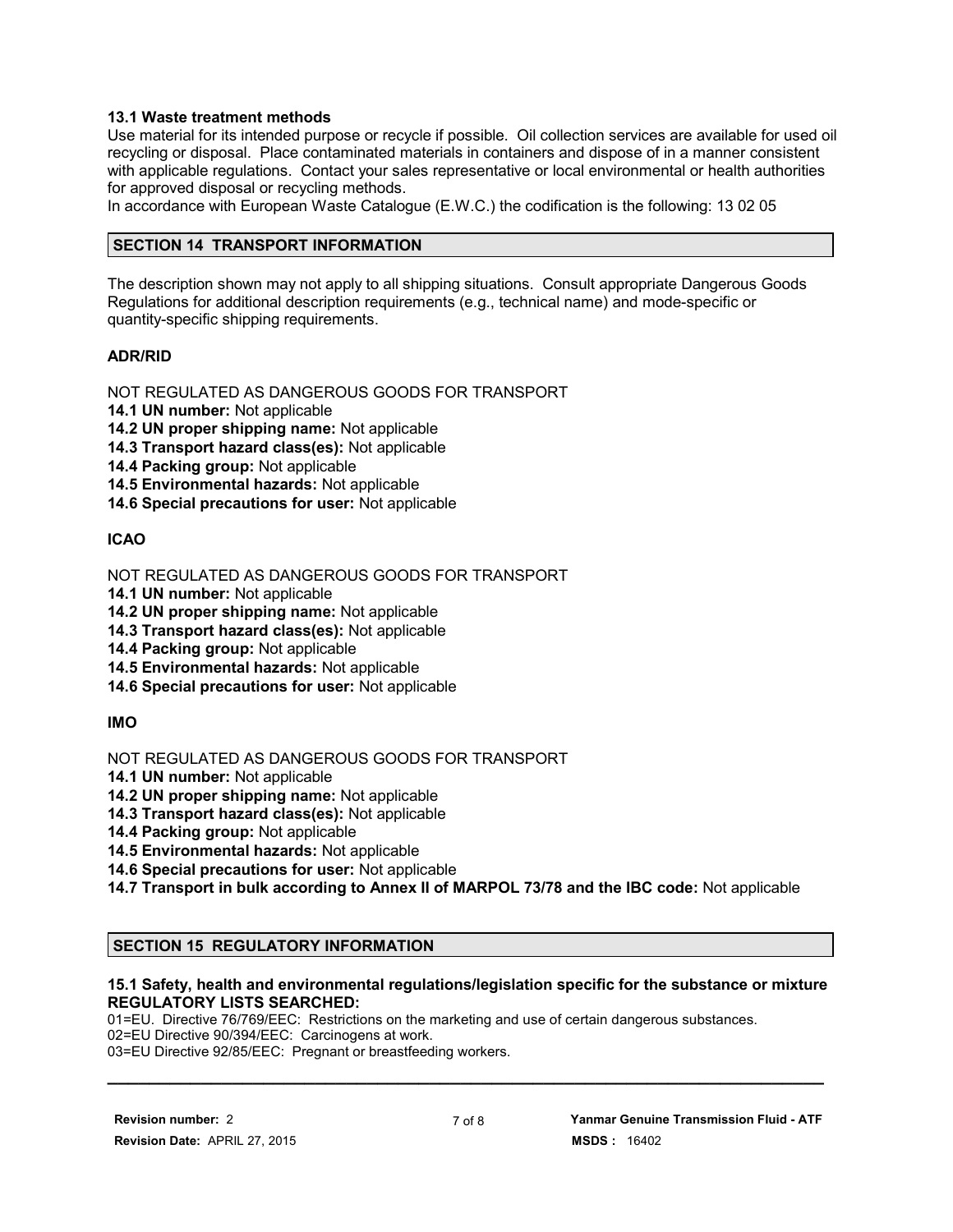### 13.1 Waste treatment methods

Use material for its intended purpose or recycle if possible. Oil collection services are available for used oil recycling or disposal. Place contaminated materials in containers and dispose of in a manner consistent with applicable regulations. Contact your sales representative or local environmental or health authorities for approved disposal or recycling methods.

In accordance with European Waste Catalogue (E.W.C.) the codification is the following: 13 02 05

## SECTION 14 TRANSPORT INFORMATION

The description shown may not apply to all shipping situations. Consult appropriate Dangerous Goods Regulations for additional description requirements (e.g., technical name) and mode-specific or quantity-specific shipping requirements.

### ADR/RID

NOT REGULATED AS DANGEROUS GOODS FOR TRANSPORT

**14.1 UN number:** Not applicable
**14.2 UN proper shipping name:** Not applicable
**14.3 Transport hazard class(es):** Not applicable
**14.4 Packing group:** Not applicable
**14.5 Environmental hazards:** Not applicable
**14.6 Special precautions for user:** Not applicable

### ICAO

NOT REGULATED AS DANGEROUS GOODS FOR TRANSPORT

**14.1 UN number:** Not applicable
**14.2 UN proper shipping name:** Not applicable
**14.3 Transport hazard class(es):** Not applicable
**14.4 Packing group:** Not applicable
**14.5 Environmental hazards:** Not applicable
**14.6 Special precautions for user:** Not applicable

### IMO

NOT REGULATED AS DANGEROUS GOODS FOR TRANSPORT

**14.1 UN number:** Not applicable
**14.2 UN proper shipping name:** Not applicable
**14.3 Transport hazard class(es):** Not applicable
**14.4 Packing group:** Not applicable
**14.5 Environmental hazards:** Not applicable
**14.6 Special precautions for user:** Not applicable
**14.7 Transport in bulk according to Annex II of MARPOL 73/78 and the IBC code:** Not applicable

## SECTION 15 REGULATORY INFORMATION

### 15.1 Safety, health and environmental regulations/legislation specific for the substance or mixture

**REGULATORY LISTS SEARCHED:**

01=EU. Directive 76/769/EEC: Restrictions on the marketing and use of certain dangerous substances.
02=EU Directive 90/394/EEC: Carcinogens at work.
03=EU Directive 92/85/EEC: Pregnant or breastfeeding workers.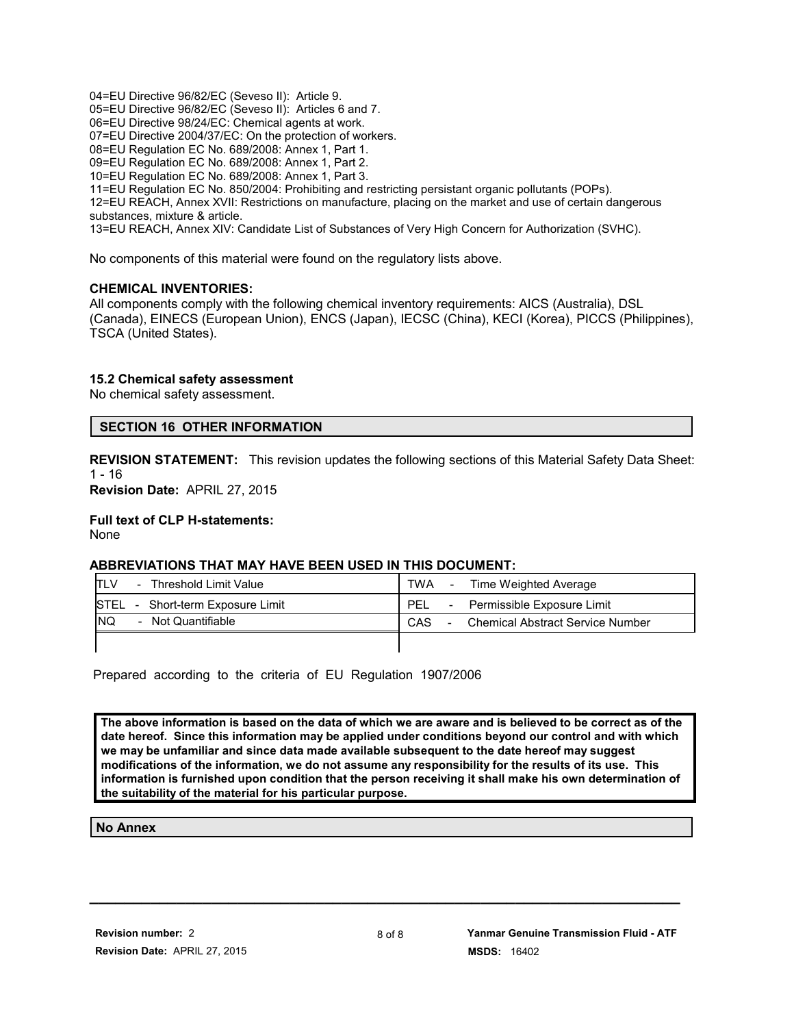04=EU Directive 96/82/EC (Seveso II): Article 9.
05=EU Directive 96/82/EC (Seveso II): Articles 6 and 7.
06=EU Directive 98/24/EC: Chemical agents at work.
07=EU Directive 2004/37/EC: On the protection of workers.
08=EU Regulation EC No. 689/2008: Annex 1, Part 1.
09=EU Regulation EC No. 689/2008: Annex 1, Part 2.
10=EU Regulation EC No. 689/2008: Annex 1, Part 3.
11=EU Regulation EC No. 850/2004: Prohibiting and restricting persistant organic pollutants (POPs).
12=EU REACH, Annex XVII: Restrictions on manufacture, placing on the market and use of certain dangerous substances, mixture & article.
13=EU REACH, Annex XIV: Candidate List of Substances of Very High Concern for Authorization (SVHC).

No components of this material were found on the regulatory lists above.

**CHEMICAL INVENTORIES:**
All components comply with the following chemical inventory requirements: AICS (Australia), DSL (Canada), EINECS (European Union), ENCS (Japan), IECSC (China), KECI (Korea), PICCS (Philippines), TSCA (United States).

**15.2 Chemical safety assessment**
No chemical safety assessment.

## SECTION 16 OTHER INFORMATION

**REVISION STATEMENT:** This revision updates the following sections of this Material Safety Data Sheet: 1 - 16
**Revision Date:** APRIL 27, 2015

**Full text of CLP H-statements:**
None

**ABBREVIATIONS THAT MAY HAVE BEEN USED IN THIS DOCUMENT:**

| | |
|---|---|
| TLV - Threshold Limit Value | TWA - Time Weighted Average |
| STEL - Short-term Exposure Limit | PEL - Permissible Exposure Limit |
| NQ - Not Quantifiable | CAS - Chemical Abstract Service Number |
| | |

Prepared according to the criteria of EU Regulation 1907/2006

**The above information is based on the data of which we are aware and is believed to be correct as of the date hereof. Since this information may be applied under conditions beyond our control and with which we may be unfamiliar and since data made available subsequent to the date hereof may suggest modifications of the information, we do not assume any responsibility for the results of its use. This information is furnished upon condition that the person receiving it shall make his own determination of the suitability of the material for his particular purpose.**

**No Annex**